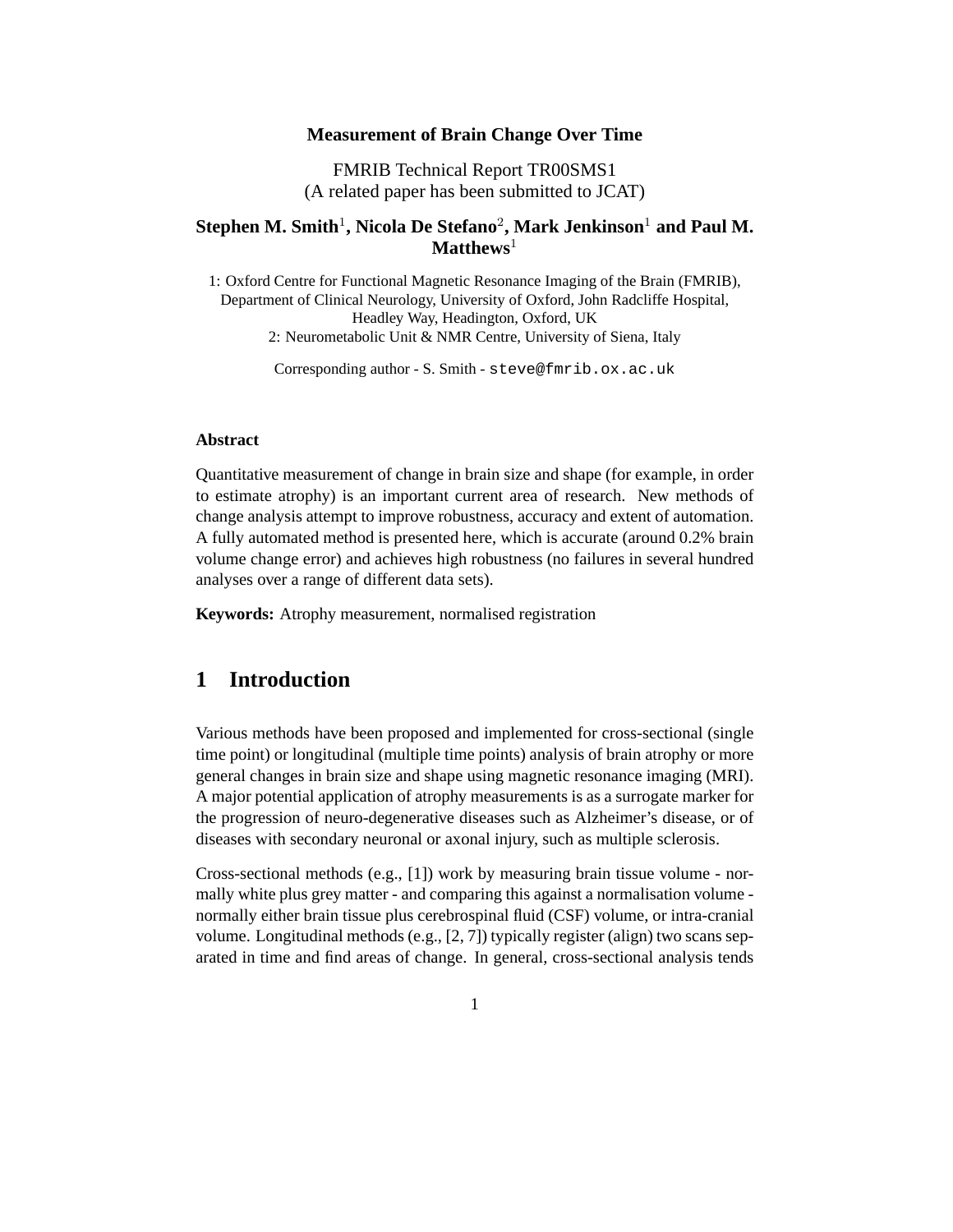# Measurement of Brain Change Over Time

FMRIB Technical Report TR00SMS1
(A related paper has been submitted to JCAT)

**Stephen M. Smith[1], Nicola De Stefano[2], Mark Jenkinson[1] and Paul M. Matthews[1]**

1: Oxford Centre for Functional Magnetic Resonance Imaging of the Brain (FMRIB), Department of Clinical Neurology, University of Oxford, John Radcliffe Hospital, Headley Way, Headington, Oxford, UK
2: Neurometabolic Unit & NMR Centre, University of Siena, Italy

Corresponding author - S. Smith - steve@fmrib.ox.ac.uk

**Abstract**

Quantitative measurement of change in brain size and shape (for example, in order to estimate atrophy) is an important current area of research. New methods of change analysis attempt to improve robustness, accuracy and extent of automation. A fully automated method is presented here, which is accurate (around 0.2% brain volume change error) and achieves high robustness (no failures in several hundred analyses over a range of different data sets).

**Keywords:** Atrophy measurement, normalised registration

## 1 Introduction

Various methods have been proposed and implemented for cross-sectional (single time point) or longitudinal (multiple time points) analysis of brain atrophy or more general changes in brain size and shape using magnetic resonance imaging (MRI). A major potential application of atrophy measurements is as a surrogate marker for the progression of neuro-degenerative diseases such as Alzheimer's disease, or of diseases with secondary neuronal or axonal injury, such as multiple sclerosis.

Cross-sectional methods (e.g., [1]) work by measuring brain tissue volume - normally white plus grey matter - and comparing this against a normalisation volume - normally either brain tissue plus cerebrospinal fluid (CSF) volume, or intra-cranial volume. Longitudinal methods (e.g., [2, 7]) typically register (align) two scans separated in time and find areas of change. In general, cross-sectional analysis tends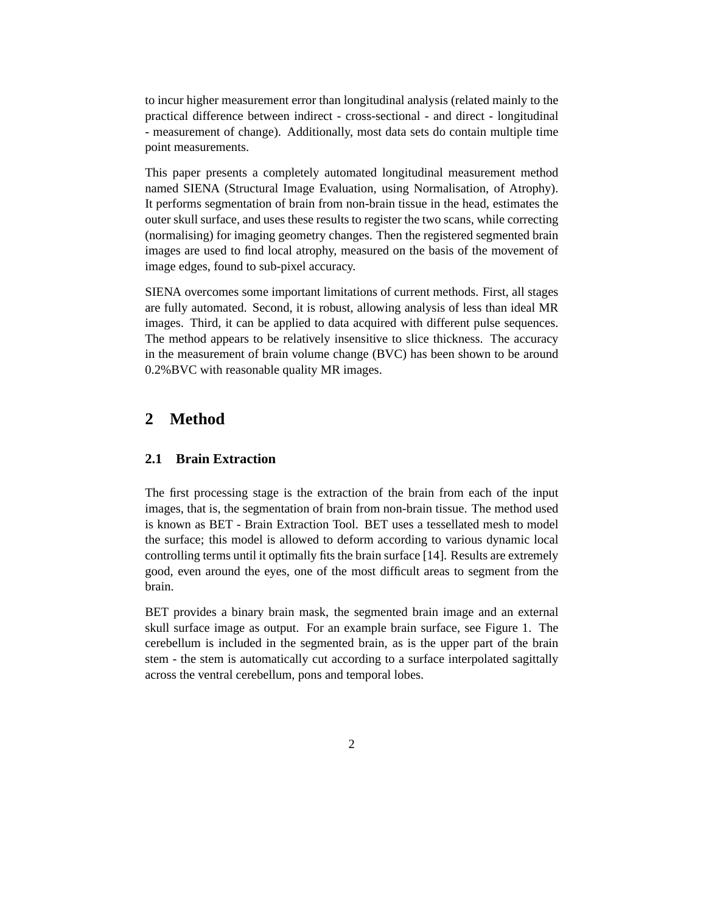to incur higher measurement error than longitudinal analysis (related mainly to the practical difference between indirect - cross-sectional - and direct - longitudinal - measurement of change). Additionally, most data sets do contain multiple time point measurements.

This paper presents a completely automated longitudinal measurement method named SIENA (Structural Image Evaluation, using Normalisation, of Atrophy). It performs segmentation of brain from non-brain tissue in the head, estimates the outer skull surface, and uses these results to register the two scans, while correcting (normalising) for imaging geometry changes. Then the registered segmented brain images are used to find local atrophy, measured on the basis of the movement of image edges, found to sub-pixel accuracy.

SIENA overcomes some important limitations of current methods. First, all stages are fully automated. Second, it is robust, allowing analysis of less than ideal MR images. Third, it can be applied to data acquired with different pulse sequences. The method appears to be relatively insensitive to slice thickness. The accuracy in the measurement of brain volume change (BVC) has been shown to be around 0.2%BVC with reasonable quality MR images.

## 2 Method

### 2.1 Brain Extraction

The first processing stage is the extraction of the brain from each of the input images, that is, the segmentation of brain from non-brain tissue. The method used is known as BET - Brain Extraction Tool. BET uses a tessellated mesh to model the surface; this model is allowed to deform according to various dynamic local controlling terms until it optimally fits the brain surface [14]. Results are extremely good, even around the eyes, one of the most difficult areas to segment from the brain.

BET provides a binary brain mask, the segmented brain image and an external skull surface image as output. For an example brain surface, see Figure 1. The cerebellum is included in the segmented brain, as is the upper part of the brain stem - the stem is automatically cut according to a surface interpolated sagittally across the ventral cerebellum, pons and temporal lobes.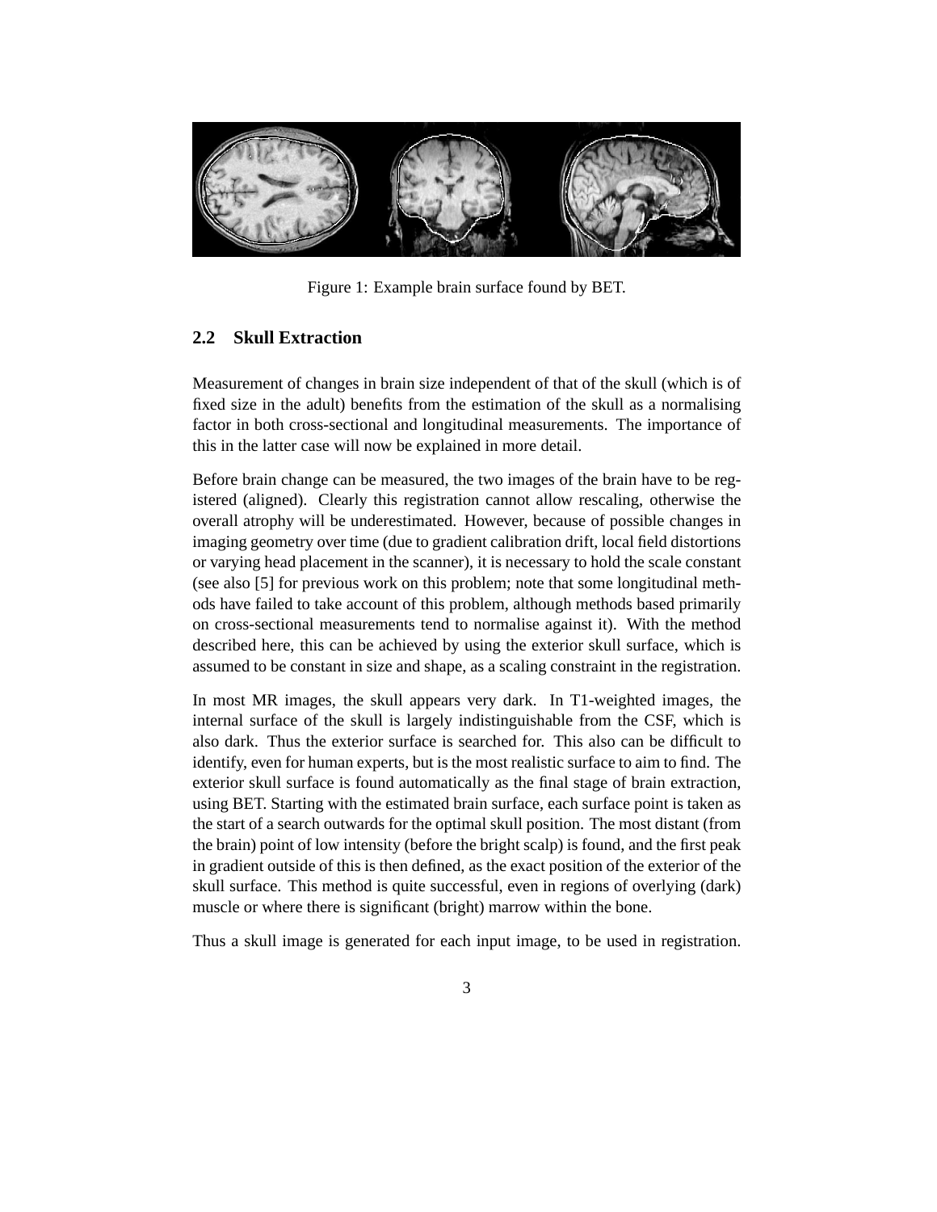Figure 1: Example brain surface found by BET.

## 2.2 Skull Extraction

Measurement of changes in brain size independent of that of the skull (which is of fixed size in the adult) benefits from the estimation of the skull as a normalising factor in both cross-sectional and longitudinal measurements. The importance of this in the latter case will now be explained in more detail.

Before brain change can be measured, the two images of the brain have to be registered (aligned). Clearly this registration cannot allow rescaling, otherwise the overall atrophy will be underestimated. However, because of possible changes in imaging geometry over time (due to gradient calibration drift, local field distortions or varying head placement in the scanner), it is necessary to hold the scale constant (see also [5] for previous work on this problem; note that some longitudinal methods have failed to take account of this problem, although methods based primarily on cross-sectional measurements tend to normalise against it). With the method described here, this can be achieved by using the exterior skull surface, which is assumed to be constant in size and shape, as a scaling constraint in the registration.

In most MR images, the skull appears very dark. In T1-weighted images, the internal surface of the skull is largely indistinguishable from the CSF, which is also dark. Thus the exterior surface is searched for. This also can be difficult to identify, even for human experts, but is the most realistic surface to aim to find. The exterior skull surface is found automatically as the final stage of brain extraction, using BET. Starting with the estimated brain surface, each surface point is taken as the start of a search outwards for the optimal skull position. The most distant (from the brain) point of low intensity (before the bright scalp) is found, and the first peak in gradient outside of this is then defined, as the exact position of the exterior of the skull surface. This method is quite successful, even in regions of overlying (dark) muscle or where there is significant (bright) marrow within the bone.

Thus a skull image is generated for each input image, to be used in registration.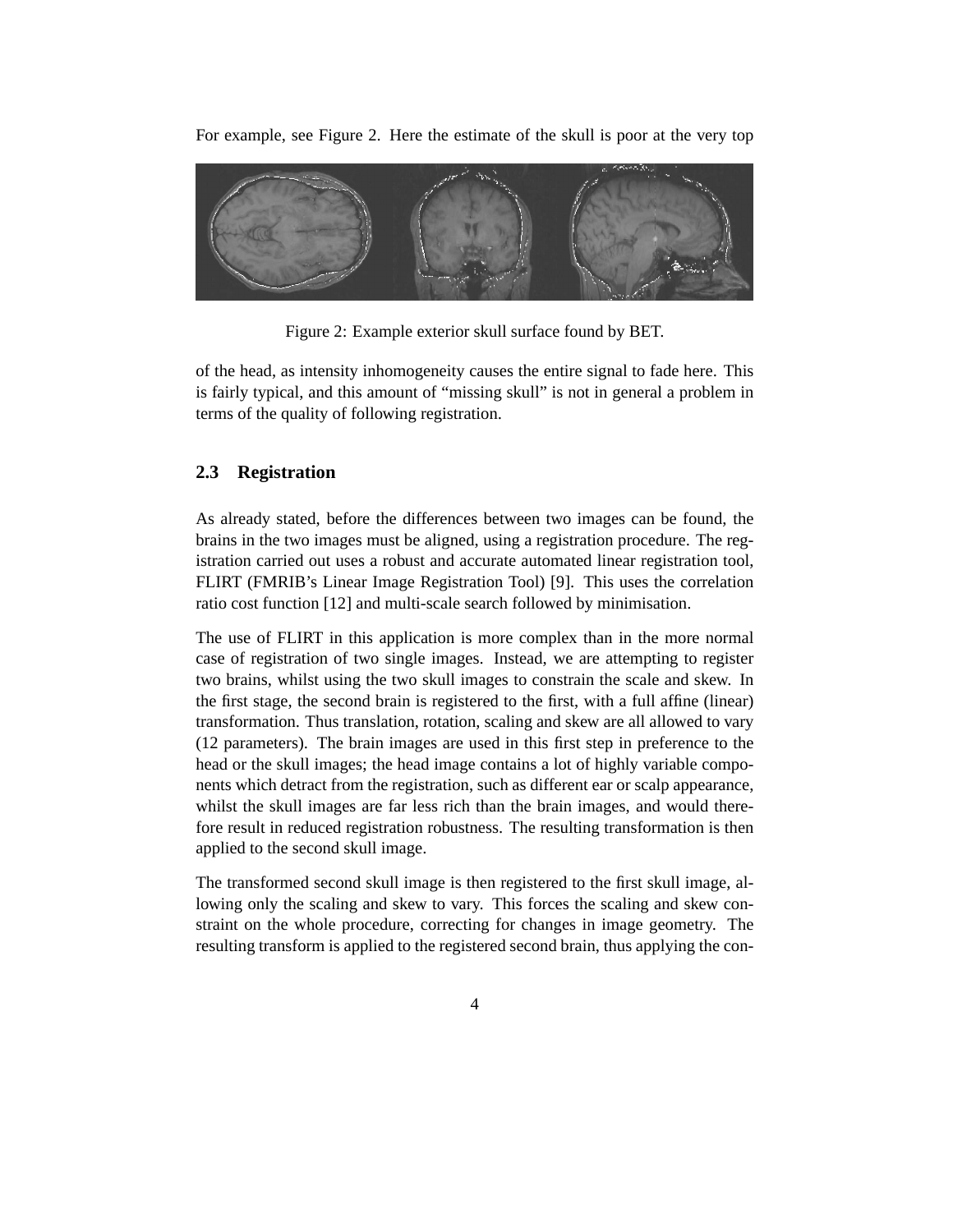For example, see Figure 2. Here the estimate of the skull is poor at the very top

Figure 2: Example exterior skull surface found by BET.

of the head, as intensity inhomogeneity causes the entire signal to fade here. This is fairly typical, and this amount of "missing skull" is not in general a problem in terms of the quality of following registration.

### 2.3 Registration

As already stated, before the differences between two images can be found, the brains in the two images must be aligned, using a registration procedure. The registration carried out uses a robust and accurate automated linear registration tool, FLIRT (FMRIB's Linear Image Registration Tool) [9]. This uses the correlation ratio cost function [12] and multi-scale search followed by minimisation.

The use of FLIRT in this application is more complex than in the more normal case of registration of two single images. Instead, we are attempting to register two brains, whilst using the two skull images to constrain the scale and skew. In the first stage, the second brain is registered to the first, with a full affine (linear) transformation. Thus translation, rotation, scaling and skew are all allowed to vary (12 parameters). The brain images are used in this first step in preference to the head or the skull images; the head image contains a lot of highly variable components which detract from the registration, such as different ear or scalp appearance, whilst the skull images are far less rich than the brain images, and would therefore result in reduced registration robustness. The resulting transformation is then applied to the second skull image.

The transformed second skull image is then registered to the first skull image, allowing only the scaling and skew to vary. This forces the scaling and skew constraint on the whole procedure, correcting for changes in image geometry. The resulting transform is applied to the registered second brain, thus applying the con-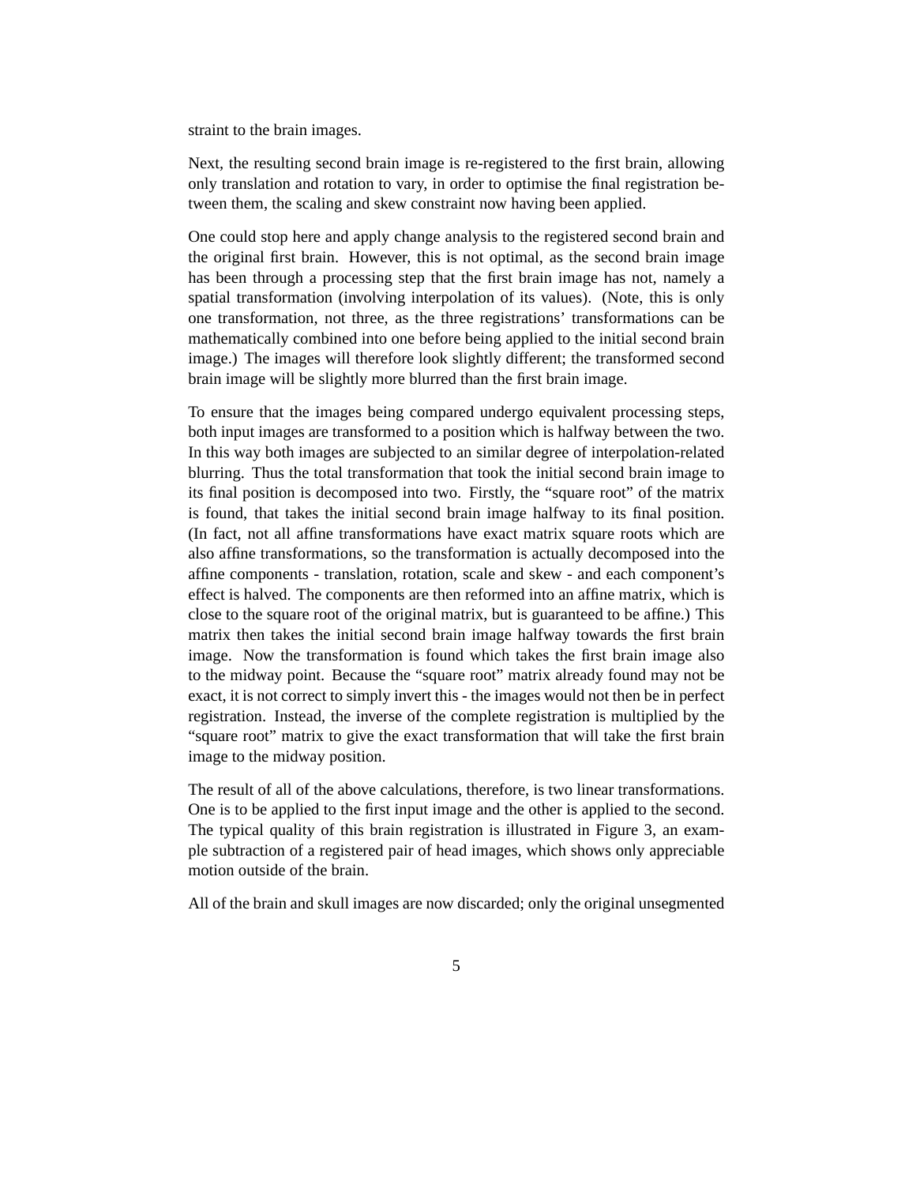straint to the brain images.

Next, the resulting second brain image is re-registered to the first brain, allowing only translation and rotation to vary, in order to optimise the final registration between them, the scaling and skew constraint now having been applied.

One could stop here and apply change analysis to the registered second brain and the original first brain. However, this is not optimal, as the second brain image has been through a processing step that the first brain image has not, namely a spatial transformation (involving interpolation of its values). (Note, this is only one transformation, not three, as the three registrations' transformations can be mathematically combined into one before being applied to the initial second brain image.) The images will therefore look slightly different; the transformed second brain image will be slightly more blurred than the first brain image.

To ensure that the images being compared undergo equivalent processing steps, both input images are transformed to a position which is halfway between the two. In this way both images are subjected to an similar degree of interpolation-related blurring. Thus the total transformation that took the initial second brain image to its final position is decomposed into two. Firstly, the "square root" of the matrix is found, that takes the initial second brain image halfway to its final position. (In fact, not all affine transformations have exact matrix square roots which are also affine transformations, so the transformation is actually decomposed into the affine components - translation, rotation, scale and skew - and each component's effect is halved. The components are then reformed into an affine matrix, which is close to the square root of the original matrix, but is guaranteed to be affine.) This matrix then takes the initial second brain image halfway towards the first brain image. Now the transformation is found which takes the first brain image also to the midway point. Because the "square root" matrix already found may not be exact, it is not correct to simply invert this - the images would not then be in perfect registration. Instead, the inverse of the complete registration is multiplied by the "square root" matrix to give the exact transformation that will take the first brain image to the midway position.

The result of all of the above calculations, therefore, is two linear transformations. One is to be applied to the first input image and the other is applied to the second. The typical quality of this brain registration is illustrated in Figure 3, an example subtraction of a registered pair of head images, which shows only appreciable motion outside of the brain.

All of the brain and skull images are now discarded; only the original unsegmented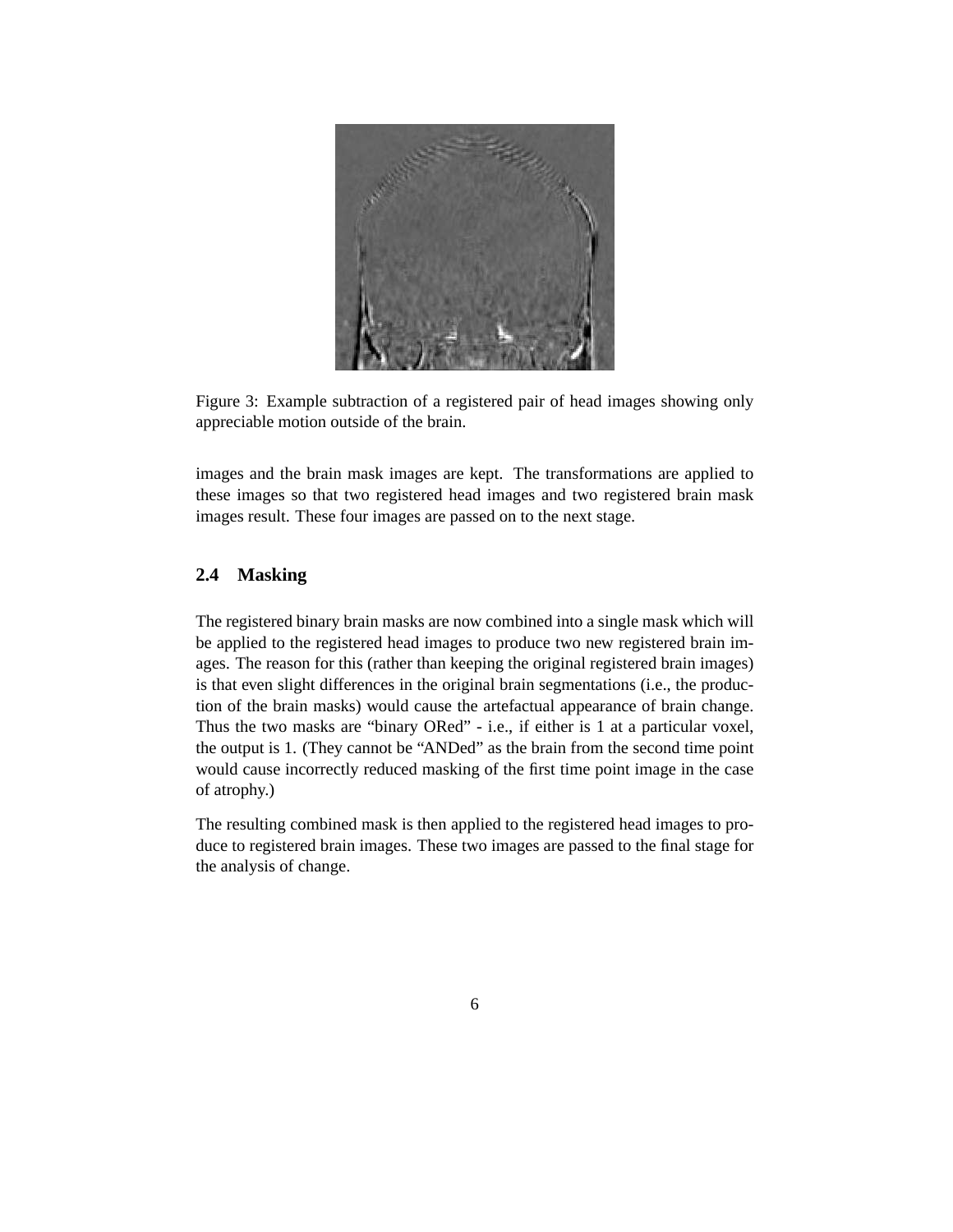Figure 3: Example subtraction of a registered pair of head images showing only appreciable motion outside of the brain.

images and the brain mask images are kept. The transformations are applied to these images so that two registered head images and two registered brain mask images result. These four images are passed on to the next stage.

### 2.4 Masking

The registered binary brain masks are now combined into a single mask which will be applied to the registered head images to produce two new registered brain images. The reason for this (rather than keeping the original registered brain images) is that even slight differences in the original brain segmentations (i.e., the production of the brain masks) would cause the artefactual appearance of brain change. Thus the two masks are "binary ORed" - i.e., if either is 1 at a particular voxel, the output is 1. (They cannot be "ANDed" as the brain from the second time point would cause incorrectly reduced masking of the first time point image in the case of atrophy.)

The resulting combined mask is then applied to the registered head images to produce to registered brain images. These two images are passed to the final stage for the analysis of change.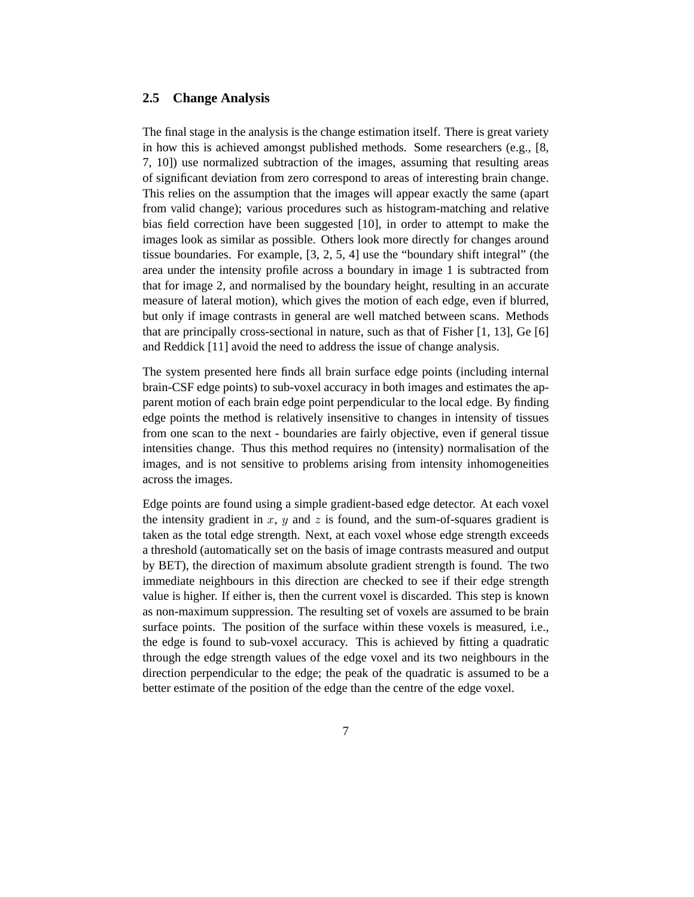### 2.5 Change Analysis

The final stage in the analysis is the change estimation itself. There is great variety in how this is achieved amongst published methods. Some researchers (e.g., [8, 7, 10]) use normalized subtraction of the images, assuming that resulting areas of significant deviation from zero correspond to areas of interesting brain change. This relies on the assumption that the images will appear exactly the same (apart from valid change); various procedures such as histogram-matching and relative bias field correction have been suggested [10], in order to attempt to make the images look as similar as possible. Others look more directly for changes around tissue boundaries. For example, [3, 2, 5, 4] use the "boundary shift integral" (the area under the intensity profile across a boundary in image 1 is subtracted from that for image 2, and normalised by the boundary height, resulting in an accurate measure of lateral motion), which gives the motion of each edge, even if blurred, but only if image contrasts in general are well matched between scans. Methods that are principally cross-sectional in nature, such as that of Fisher [1, 13], Ge [6] and Reddick [11] avoid the need to address the issue of change analysis.

The system presented here finds all brain surface edge points (including internal brain-CSF edge points) to sub-voxel accuracy in both images and estimates the apparent motion of each brain edge point perpendicular to the local edge. By finding edge points the method is relatively insensitive to changes in intensity of tissues from one scan to the next - boundaries are fairly objective, even if general tissue intensities change. Thus this method requires no (intensity) normalisation of the images, and is not sensitive to problems arising from intensity inhomogeneities across the images.

Edge points are found using a simple gradient-based edge detector. At each voxel the intensity gradient in $x$, $y$ and $z$ is found, and the sum-of-squares gradient is taken as the total edge strength. Next, at each voxel whose edge strength exceeds a threshold (automatically set on the basis of image contrasts measured and output by BET), the direction of maximum absolute gradient strength is found. The two immediate neighbours in this direction are checked to see if their edge strength value is higher. If either is, then the current voxel is discarded. This step is known as non-maximum suppression. The resulting set of voxels are assumed to be brain surface points. The position of the surface within these voxels is measured, i.e., the edge is found to sub-voxel accuracy. This is achieved by fitting a quadratic through the edge strength values of the edge voxel and its two neighbours in the direction perpendicular to the edge; the peak of the quadratic is assumed to be a better estimate of the position of the edge than the centre of the edge voxel.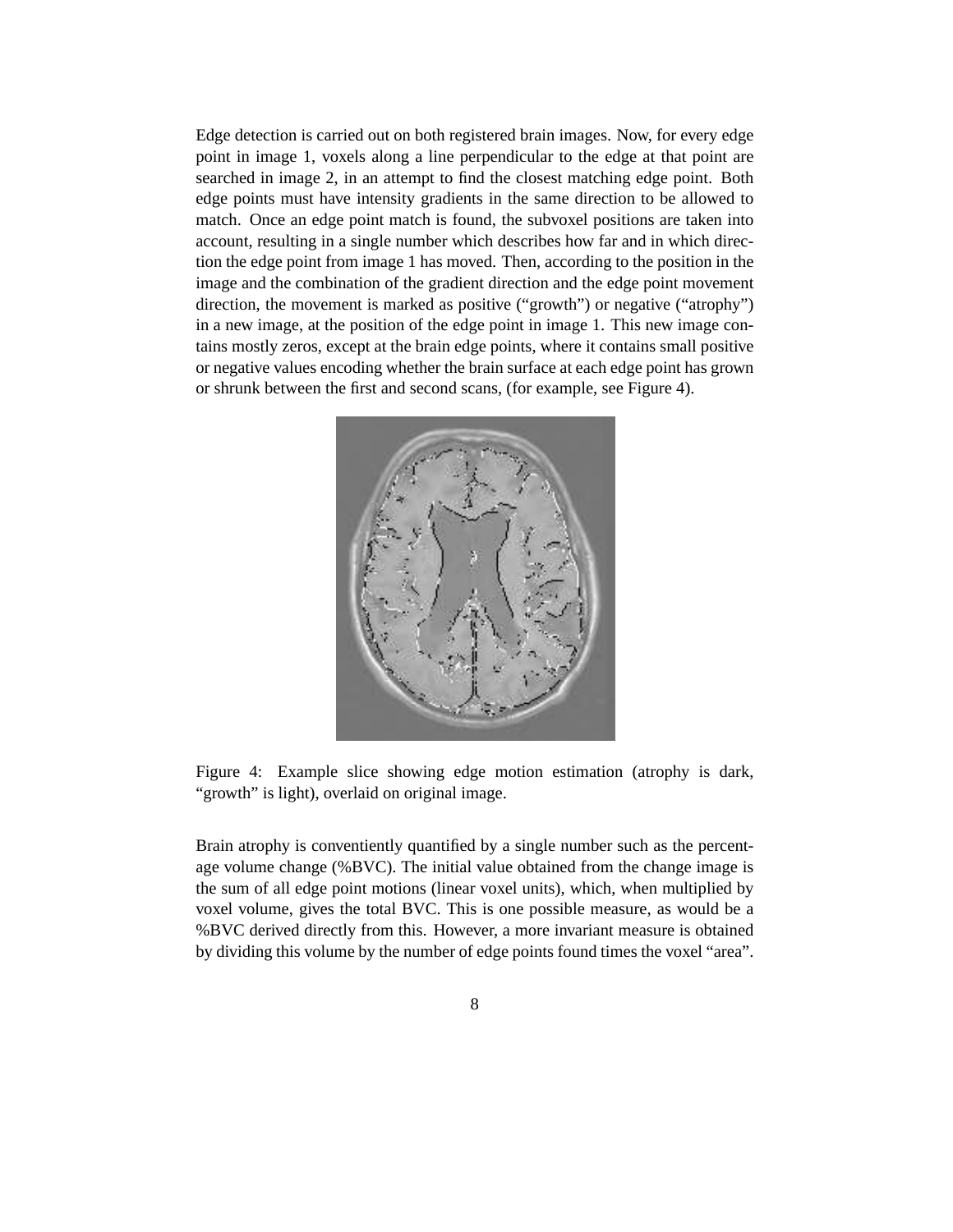Edge detection is carried out on both registered brain images. Now, for every edge point in image 1, voxels along a line perpendicular to the edge at that point are searched in image 2, in an attempt to find the closest matching edge point. Both edge points must have intensity gradients in the same direction to be allowed to match. Once an edge point match is found, the subvoxel positions are taken into account, resulting in a single number which describes how far and in which direction the edge point from image 1 has moved. Then, according to the position in the image and the combination of the gradient direction and the edge point movement direction, the movement is marked as positive ("growth") or negative ("atrophy") in a new image, at the position of the edge point in image 1. This new image contains mostly zeros, except at the brain edge points, where it contains small positive or negative values encoding whether the brain surface at each edge point has grown or shrunk between the first and second scans, (for example, see Figure 4).

Figure 4: Example slice showing edge motion estimation (atrophy is dark, "growth" is light), overlaid on original image.

Brain atrophy is conventiently quantified by a single number such as the percentage volume change (%BVC). The initial value obtained from the change image is the sum of all edge point motions (linear voxel units), which, when multiplied by voxel volume, gives the total BVC. This is one possible measure, as would be a %BVC derived directly from this. However, a more invariant measure is obtained by dividing this volume by the number of edge points found times the voxel "area".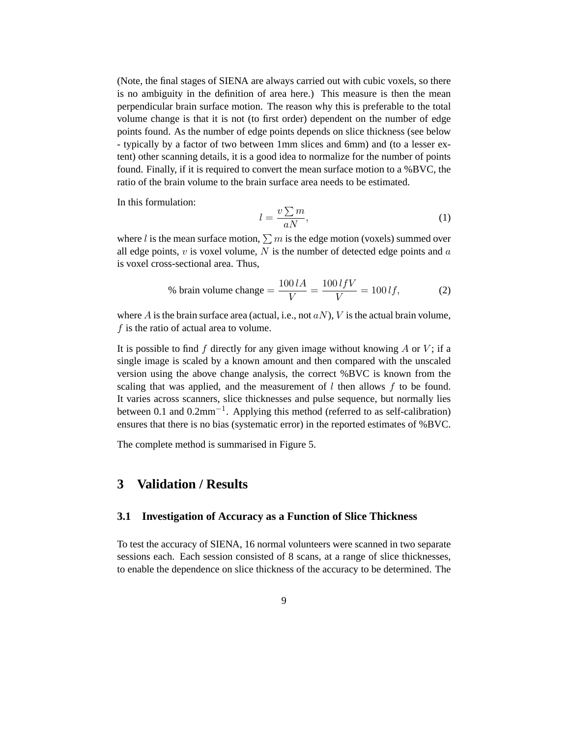(Note, the final stages of SIENA are always carried out with cubic voxels, so there is no ambiguity in the definition of area here.) This measure is then the mean perpendicular brain surface motion. The reason why this is preferable to the total volume change is that it is not (to first order) dependent on the number of edge points found. As the number of edge points depends on slice thickness (see below - typically by a factor of two between 1mm slices and 6mm) and (to a lesser extent) other scanning details, it is a good idea to normalize for the number of points found. Finally, if it is required to convert the mean surface motion to a %BVC, the ratio of the brain volume to the brain surface area needs to be estimated.

In this formulation:

$$l = \frac{v \sum m}{aN}, \tag{1}$$

where $l$ is the mean surface motion, $\sum m$ is the edge motion (voxels) summed over all edge points, $v$ is voxel volume, $N$ is the number of detected edge points and $a$ is voxel cross-sectional area. Thus,

$$\text{\% brain volume change} = \frac{100\, lA}{V} = \frac{100\, lfV}{V} = 100\, lf, \tag{2}$$

where $A$ is the brain surface area (actual, i.e., not $aN$), $V$ is the actual brain volume, $f$ is the ratio of actual area to volume.

It is possible to find $f$ directly for any given image without knowing $A$ or $V$; if a single image is scaled by a known amount and then compared with the unscaled version using the above change analysis, the correct %BVC is known from the scaling that was applied, and the measurement of $l$ then allows $f$ to be found. It varies across scanners, slice thicknesses and pulse sequence, but normally lies between 0.1 and 0.2mm$^{-1}$. Applying this method (referred to as self-calibration) ensures that there is no bias (systematic error) in the reported estimates of %BVC.

The complete method is summarised in Figure 5.

# 3 Validation / Results

## 3.1 Investigation of Accuracy as a Function of Slice Thickness

To test the accuracy of SIENA, 16 normal volunteers were scanned in two separate sessions each. Each session consisted of 8 scans, at a range of slice thicknesses, to enable the dependence on slice thickness of the accuracy to be determined. The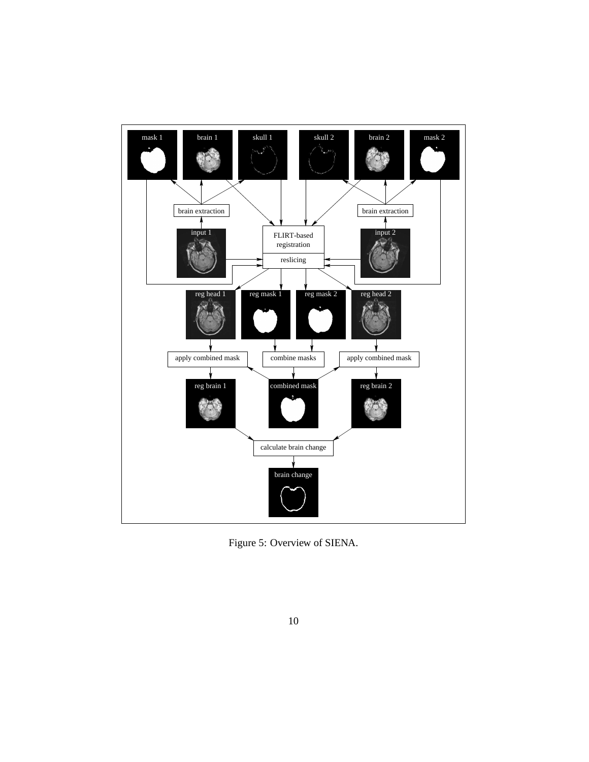Figure 5: Overview of SIENA.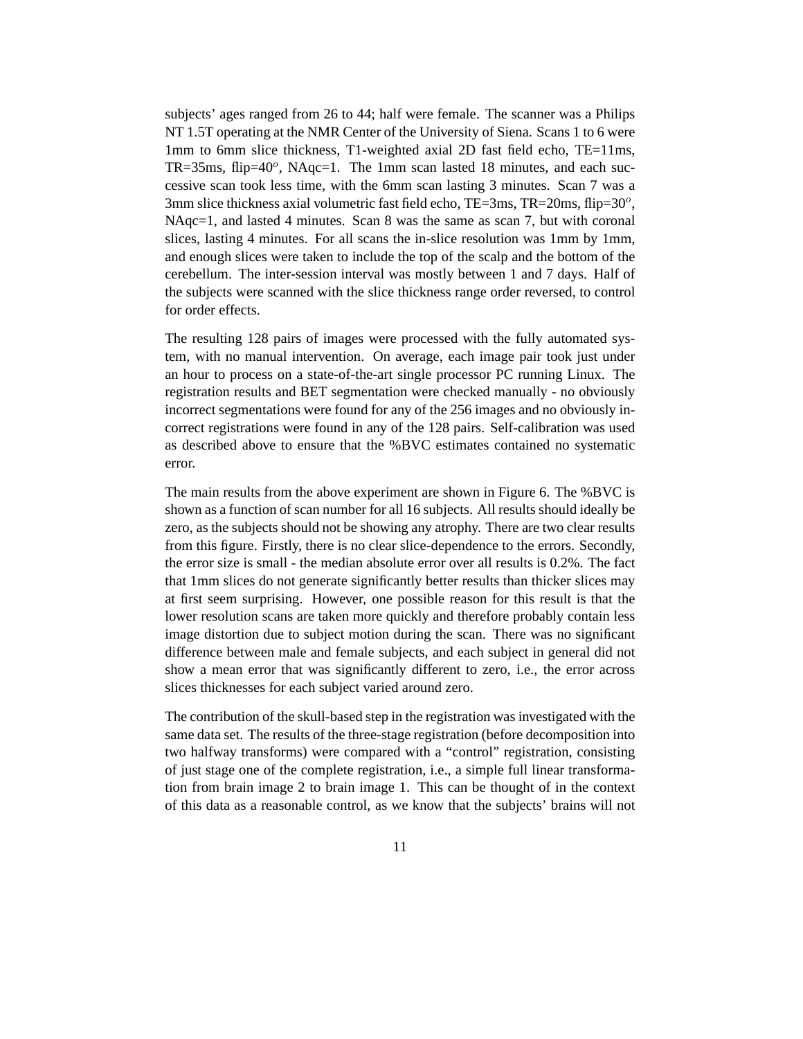subjects' ages ranged from 26 to 44; half were female. The scanner was a Philips NT 1.5T operating at the NMR Center of the University of Siena. Scans 1 to 6 were 1mm to 6mm slice thickness, T1-weighted axial 2D fast field echo, TE=11ms, TR=35ms, flip=$40^o$, NAqc=1. The 1mm scan lasted 18 minutes, and each successive scan took less time, with the 6mm scan lasting 3 minutes. Scan 7 was a 3mm slice thickness axial volumetric fast field echo, TE=3ms, TR=20ms, flip=$30^o$, NAqc=1, and lasted 4 minutes. Scan 8 was the same as scan 7, but with coronal slices, lasting 4 minutes. For all scans the in-slice resolution was 1mm by 1mm, and enough slices were taken to include the top of the scalp and the bottom of the cerebellum. The inter-session interval was mostly between 1 and 7 days. Half of the subjects were scanned with the slice thickness range order reversed, to control for order effects.

The resulting 128 pairs of images were processed with the fully automated system, with no manual intervention. On average, each image pair took just under an hour to process on a state-of-the-art single processor PC running Linux. The registration results and BET segmentation were checked manually - no obviously incorrect segmentations were found for any of the 256 images and no obviously incorrect registrations were found in any of the 128 pairs. Self-calibration was used as described above to ensure that the %BVC estimates contained no systematic error.

The main results from the above experiment are shown in Figure 6. The %BVC is shown as a function of scan number for all 16 subjects. All results should ideally be zero, as the subjects should not be showing any atrophy. There are two clear results from this figure. Firstly, there is no clear slice-dependence to the errors. Secondly, the error size is small - the median absolute error over all results is 0.2%. The fact that 1mm slices do not generate significantly better results than thicker slices may at first seem surprising. However, one possible reason for this result is that the lower resolution scans are taken more quickly and therefore probably contain less image distortion due to subject motion during the scan. There was no significant difference between male and female subjects, and each subject in general did not show a mean error that was significantly different to zero, i.e., the error across slices thicknesses for each subject varied around zero.

The contribution of the skull-based step in the registration was investigated with the same data set. The results of the three-stage registration (before decomposition into two halfway transforms) were compared with a "control" registration, consisting of just stage one of the complete registration, i.e., a simple full linear transformation from brain image 2 to brain image 1. This can be thought of in the context of this data as a reasonable control, as we know that the subjects' brains will not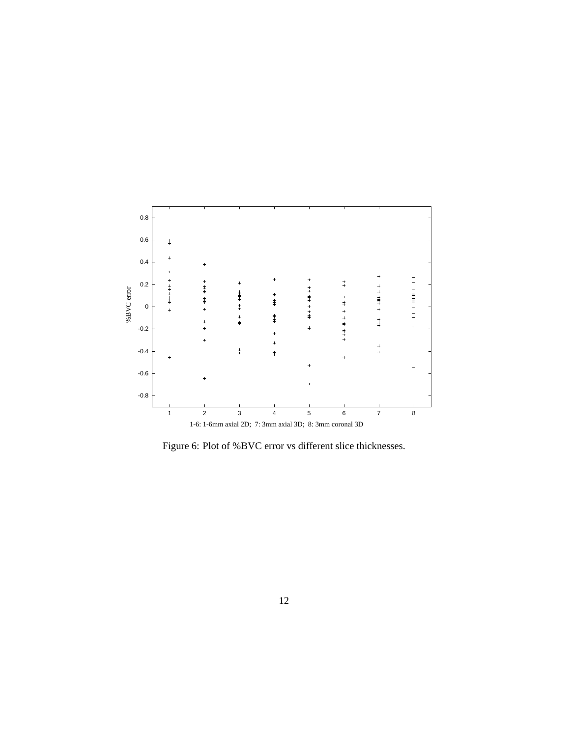Figure 6: Plot of %BVC error vs different slice thicknesses.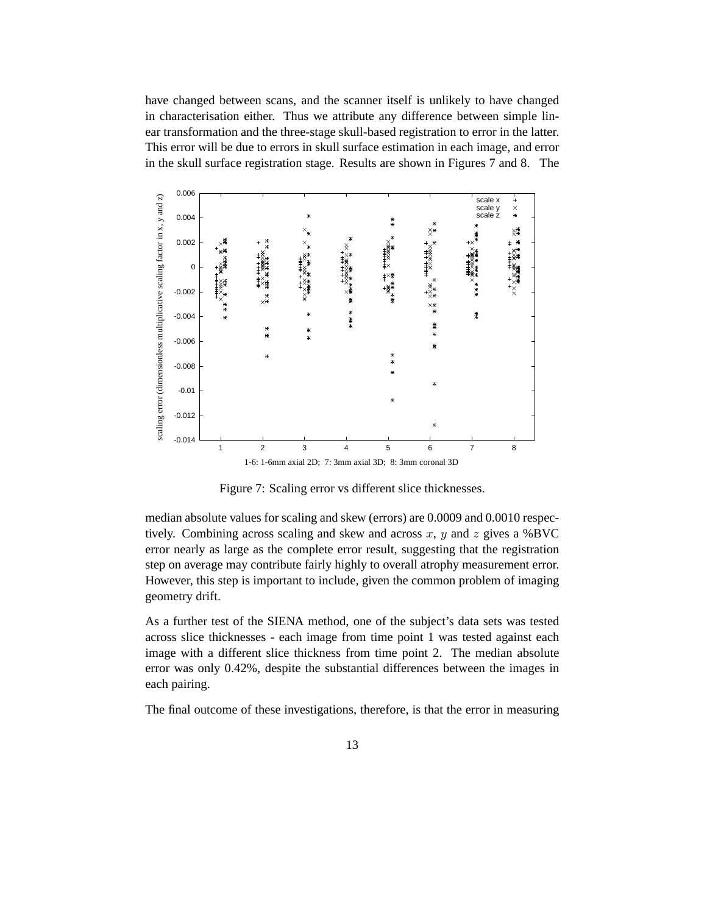have changed between scans, and the scanner itself is unlikely to have changed in characterisation either. Thus we attribute any difference between simple linear transformation and the three-stage skull-based registration to error in the latter. This error will be due to errors in skull surface estimation in each image, and error in the skull surface registration stage. Results are shown in Figures 7 and 8. The

Figure 7: Scaling error vs different slice thicknesses.

median absolute values for scaling and skew (errors) are 0.0009 and 0.0010 respectively. Combining across scaling and skew and across $x$, $y$ and $z$ gives a %BVC error nearly as large as the complete error result, suggesting that the registration step on average may contribute fairly highly to overall atrophy measurement error. However, this step is important to include, given the common problem of imaging geometry drift.

As a further test of the SIENA method, one of the subject's data sets was tested across slice thicknesses - each image from time point 1 was tested against each image with a different slice thickness from time point 2. The median absolute error was only 0.42%, despite the substantial differences between the images in each pairing.

The final outcome of these investigations, therefore, is that the error in measuring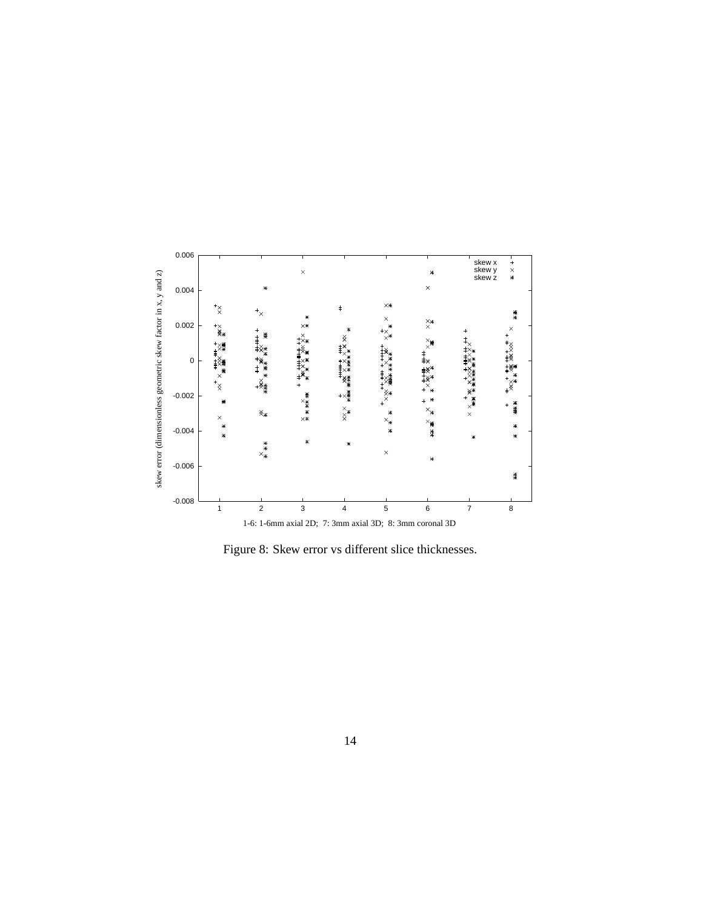Figure 8: Skew error vs different slice thicknesses.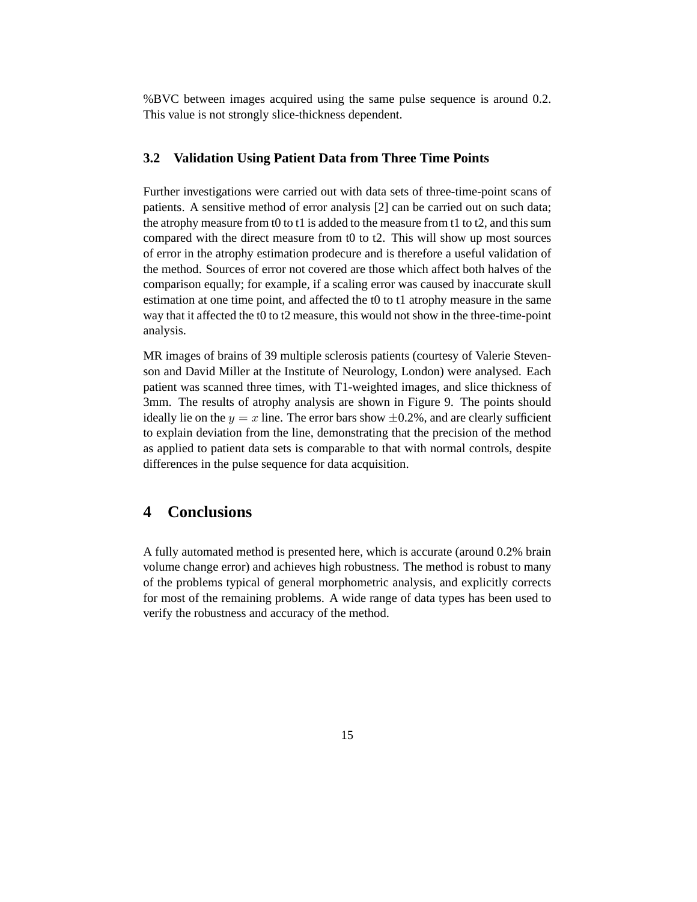%BVC between images acquired using the same pulse sequence is around 0.2. This value is not strongly slice-thickness dependent.

### 3.2 Validation Using Patient Data from Three Time Points

Further investigations were carried out with data sets of three-time-point scans of patients. A sensitive method of error analysis [2] can be carried out on such data; the atrophy measure from t0 to t1 is added to the measure from t1 to t2, and this sum compared with the direct measure from t0 to t2. This will show up most sources of error in the atrophy estimation prodecure and is therefore a useful validation of the method. Sources of error not covered are those which affect both halves of the comparison equally; for example, if a scaling error was caused by inaccurate skull estimation at one time point, and affected the t0 to t1 atrophy measure in the same way that it affected the t0 to t2 measure, this would not show in the three-time-point analysis.

MR images of brains of 39 multiple sclerosis patients (courtesy of Valerie Stevenson and David Miller at the Institute of Neurology, London) were analysed. Each patient was scanned three times, with T1-weighted images, and slice thickness of 3mm. The results of atrophy analysis are shown in Figure 9. The points should ideally lie on the $y = x$ line. The error bars show $\pm 0.2\%$, and are clearly sufficient to explain deviation from the line, demonstrating that the precision of the method as applied to patient data sets is comparable to that with normal controls, despite differences in the pulse sequence for data acquisition.

## 4 Conclusions

A fully automated method is presented here, which is accurate (around 0.2% brain volume change error) and achieves high robustness. The method is robust to many of the problems typical of general morphometric analysis, and explicitly corrects for most of the remaining problems. A wide range of data types has been used to verify the robustness and accuracy of the method.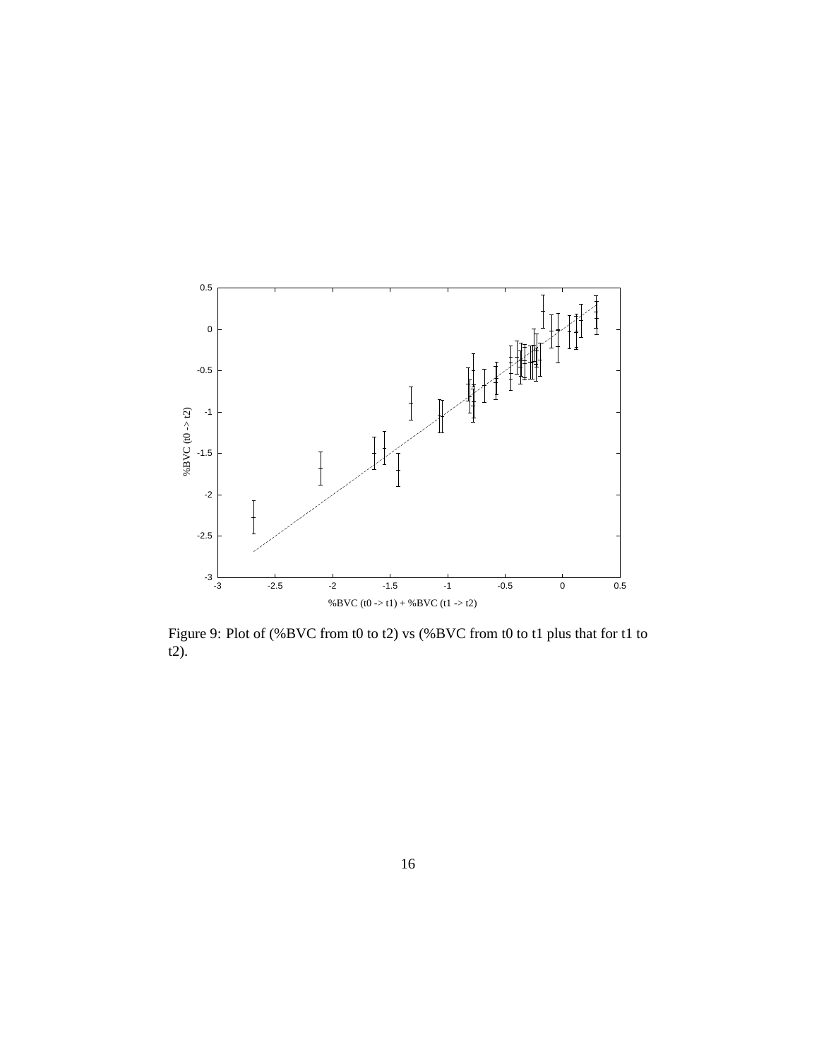Figure 9: Plot of (%BVC from t0 to t2) vs (%BVC from t0 to t1 plus that for t1 to t2).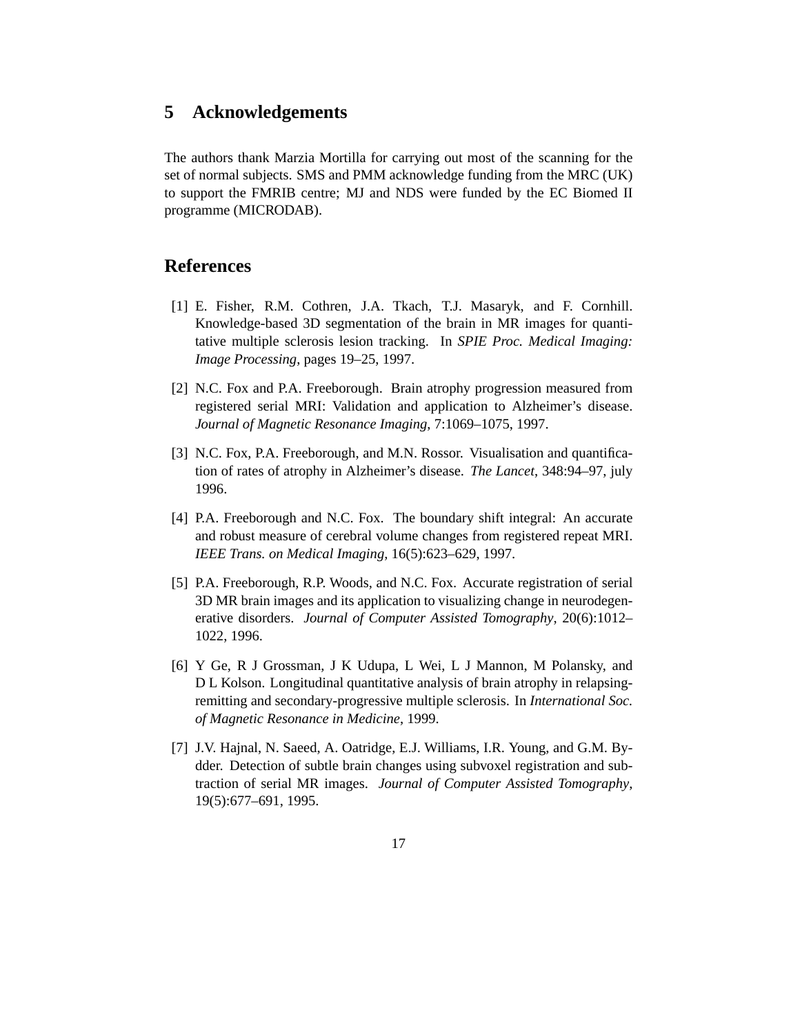## 5 Acknowledgements

The authors thank Marzia Mortilla for carrying out most of the scanning for the set of normal subjects. SMS and PMM acknowledge funding from the MRC (UK) to support the FMRIB centre; MJ and NDS were funded by the EC Biomed II programme (MICRODAB).

## References

[1] E. Fisher, R.M. Cothren, J.A. Tkach, T.J. Masaryk, and F. Cornhill. Knowledge-based 3D segmentation of the brain in MR images for quantitative multiple sclerosis lesion tracking. In *SPIE Proc. Medical Imaging: Image Processing*, pages 19–25, 1997.

[2] N.C. Fox and P.A. Freeborough. Brain atrophy progression measured from registered serial MRI: Validation and application to Alzheimer's disease. *Journal of Magnetic Resonance Imaging*, 7:1069–1075, 1997.

[3] N.C. Fox, P.A. Freeborough, and M.N. Rossor. Visualisation and quantification of rates of atrophy in Alzheimer's disease. *The Lancet*, 348:94–97, july 1996.

[4] P.A. Freeborough and N.C. Fox. The boundary shift integral: An accurate and robust measure of cerebral volume changes from registered repeat MRI. *IEEE Trans. on Medical Imaging*, 16(5):623–629, 1997.

[5] P.A. Freeborough, R.P. Woods, and N.C. Fox. Accurate registration of serial 3D MR brain images and its application to visualizing change in neurodegenerative disorders. *Journal of Computer Assisted Tomography*, 20(6):1012–1022, 1996.

[6] Y Ge, R J Grossman, J K Udupa, L Wei, L J Mannon, M Polansky, and D L Kolson. Longitudinal quantitative analysis of brain atrophy in relapsing-remitting and secondary-progressive multiple sclerosis. In *International Soc. of Magnetic Resonance in Medicine*, 1999.

[7] J.V. Hajnal, N. Saeed, A. Oatridge, E.J. Williams, I.R. Young, and G.M. Bydder. Detection of subtle brain changes using subvoxel registration and subtraction of serial MR images. *Journal of Computer Assisted Tomography*, 19(5):677–691, 1995.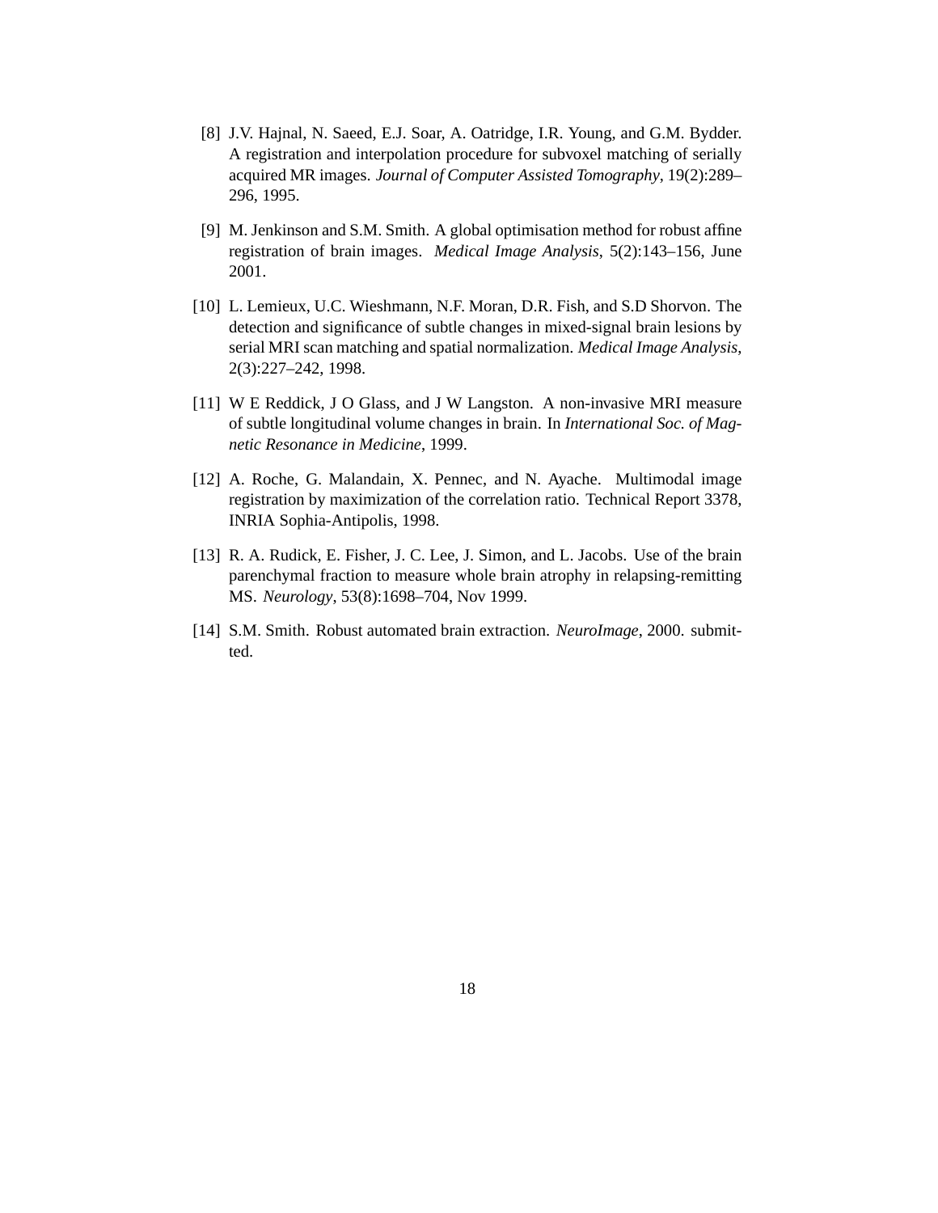[8] J.V. Hajnal, N. Saeed, E.J. Soar, A. Oatridge, I.R. Young, and G.M. Bydder. A registration and interpolation procedure for subvoxel matching of serially acquired MR images. *Journal of Computer Assisted Tomography*, 19(2):289–296, 1995.

[9] M. Jenkinson and S.M. Smith. A global optimisation method for robust affine registration of brain images. *Medical Image Analysis*, 5(2):143–156, June 2001.

[10] L. Lemieux, U.C. Wieshmann, N.F. Moran, D.R. Fish, and S.D Shorvon. The detection and significance of subtle changes in mixed-signal brain lesions by serial MRI scan matching and spatial normalization. *Medical Image Analysis*, 2(3):227–242, 1998.

[11] W E Reddick, J O Glass, and J W Langston. A non-invasive MRI measure of subtle longitudinal volume changes in brain. In *International Soc. of Magnetic Resonance in Medicine*, 1999.

[12] A. Roche, G. Malandain, X. Pennec, and N. Ayache. Multimodal image registration by maximization of the correlation ratio. Technical Report 3378, INRIA Sophia-Antipolis, 1998.

[13] R. A. Rudick, E. Fisher, J. C. Lee, J. Simon, and L. Jacobs. Use of the brain parenchymal fraction to measure whole brain atrophy in relapsing-remitting MS. *Neurology*, 53(8):1698–704, Nov 1999.

[14] S.M. Smith. Robust automated brain extraction. *NeuroImage*, 2000. submitted.